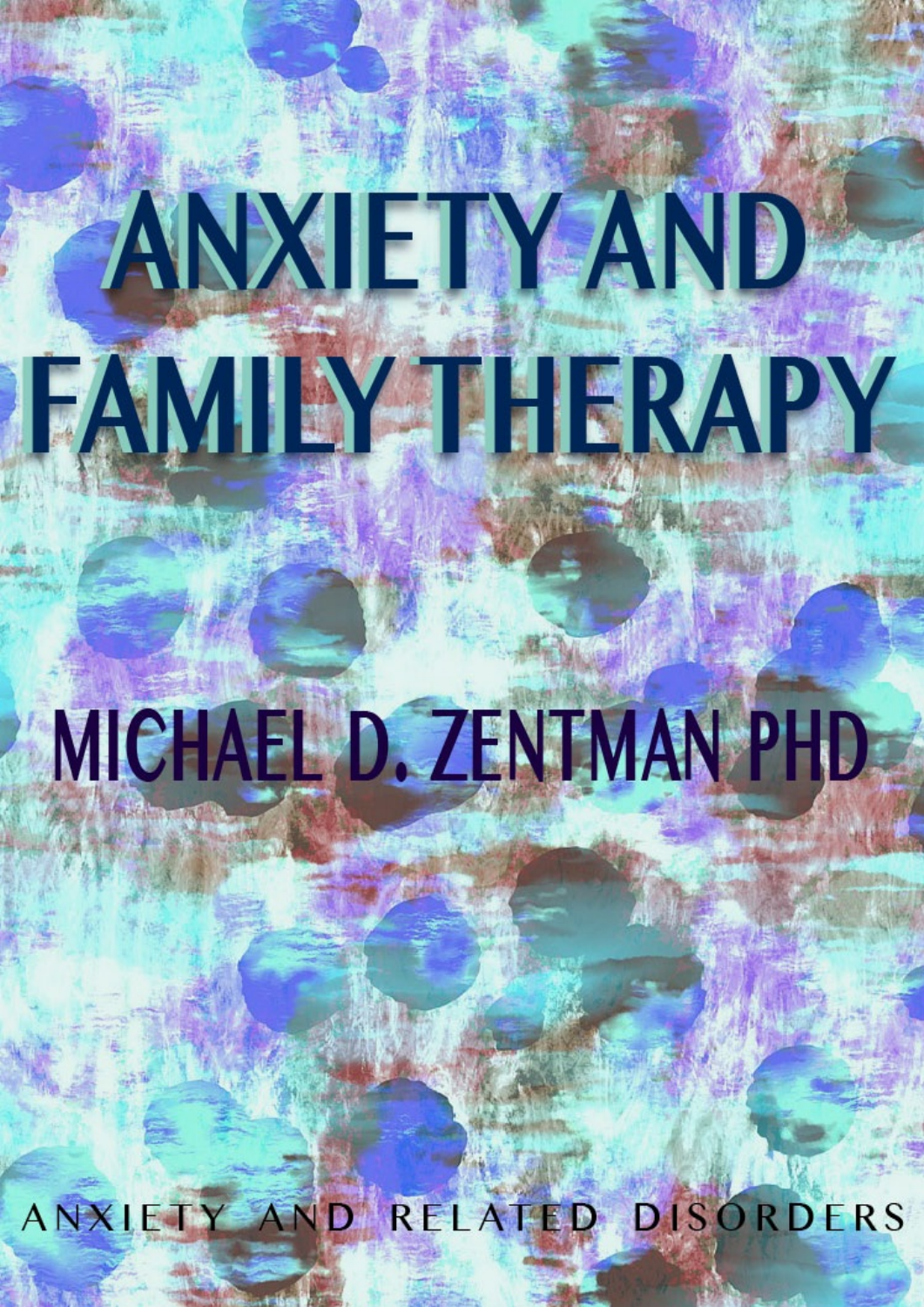# ANXIETY AND FAMILY THERAPY

## MICHAEL D. ZENTMAN PHD

ANXIETY AND RELATED DISORDERS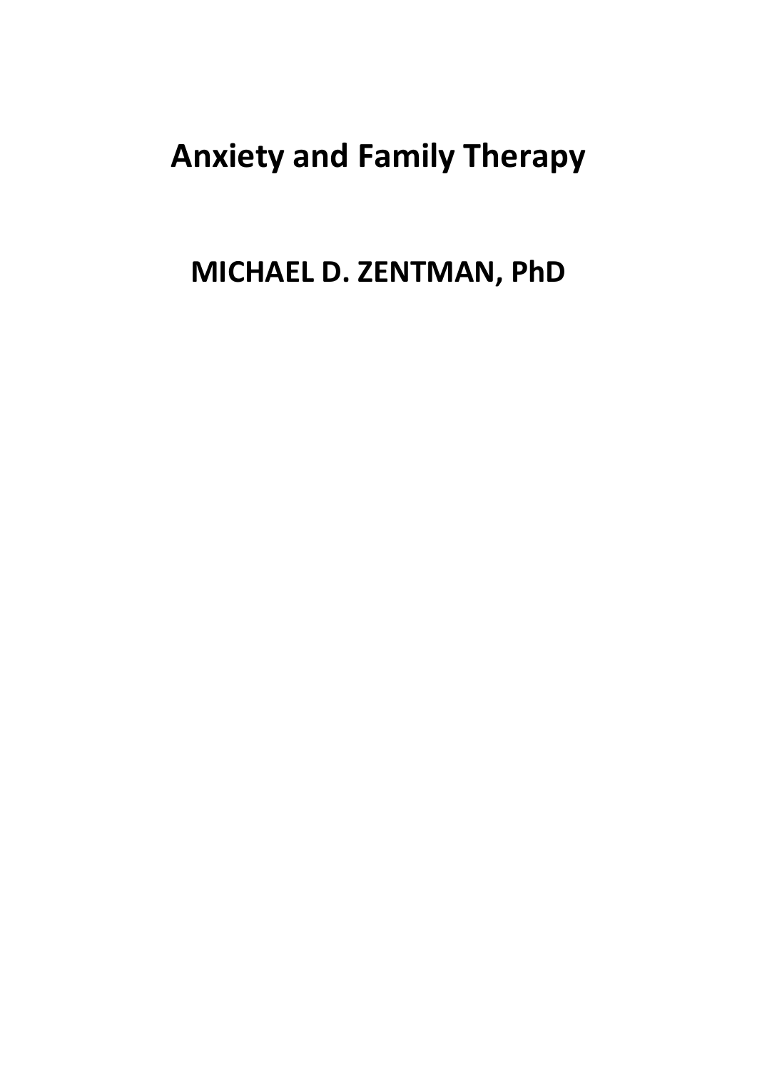# Anxiety and Family Therapy

## MICHAEL D. ZENTMAN, PhD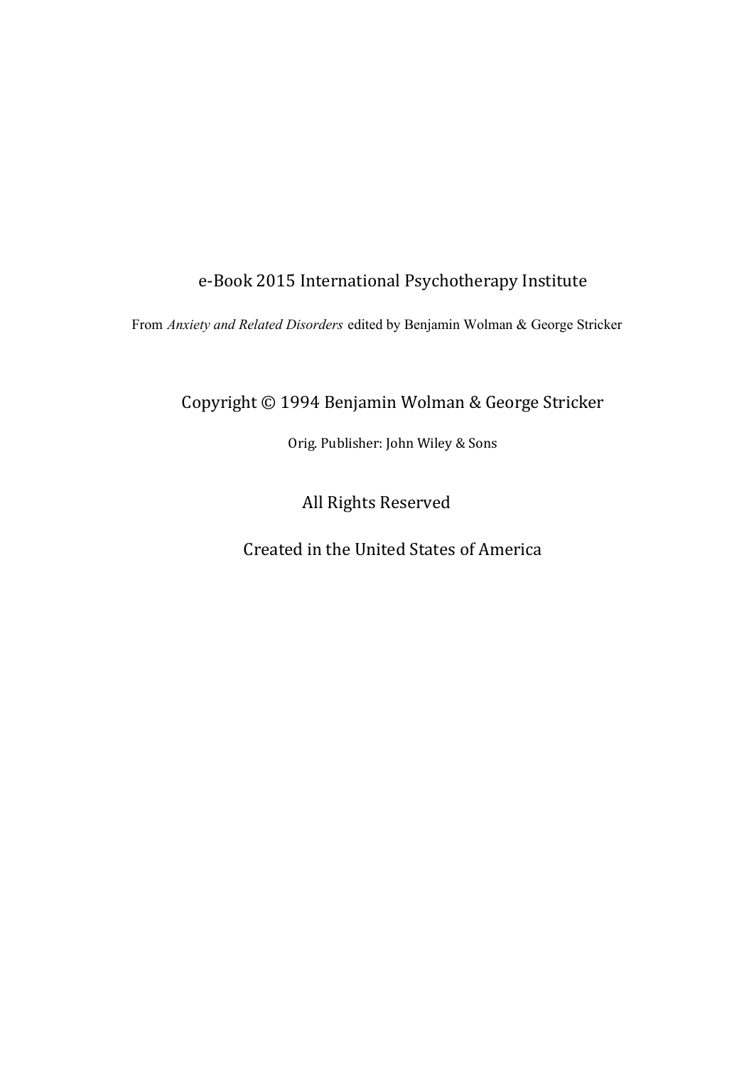e-Book 2015 International Psychotherapy Institute

From *Anxiety and Related Disorders* edited by Benjamin Wolman & George Stricker

Copyright © 1994 Benjamin Wolman & George Stricker

Orig. Publisher: John Wiley & Sons

All Rights Reserved

Created in the United States of America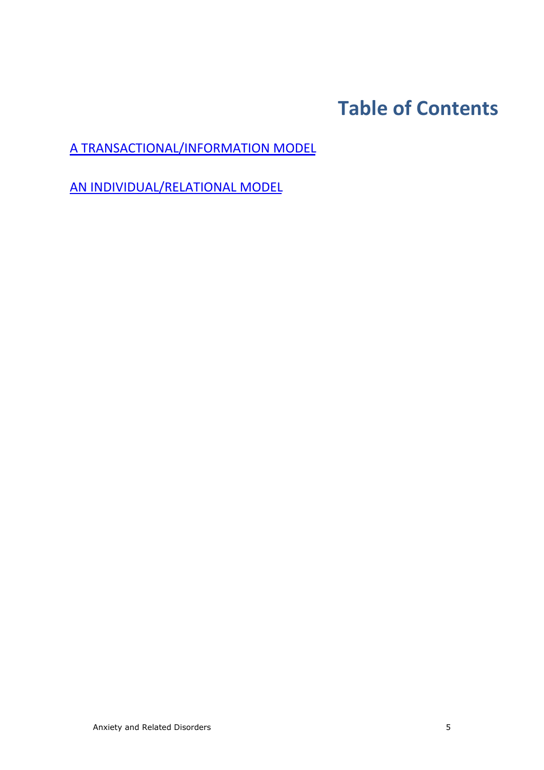# Table of Contents

[A TRANSACTIONAL/INFORMATION MODEL]

[AN INDIVIDUAL/RELATIONAL MODEL]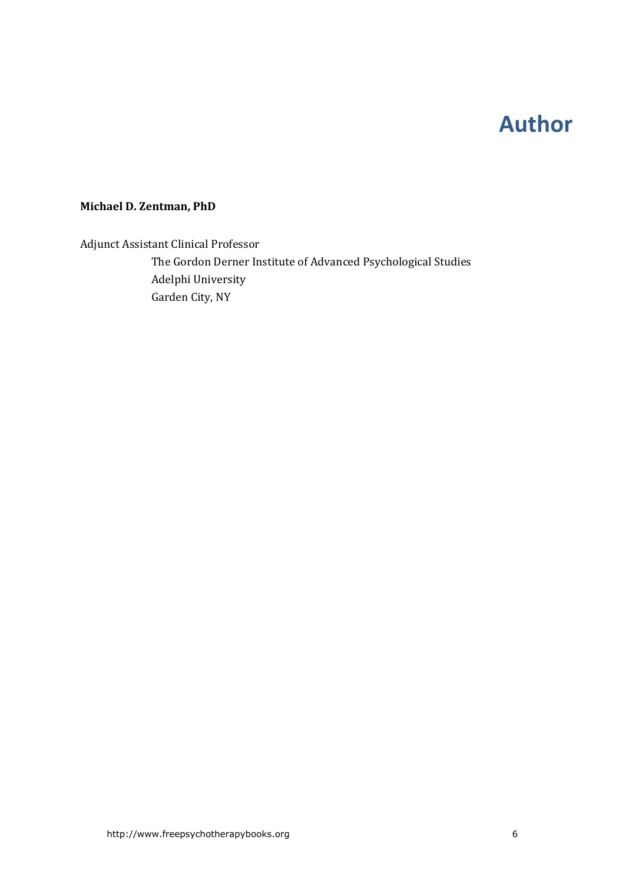# Author

**Michael D. Zentman, PhD**

Adjunct Assistant Clinical Professor

The Gordon Derner Institute of Advanced Psychological Studies
Adelphi University
Garden City, NY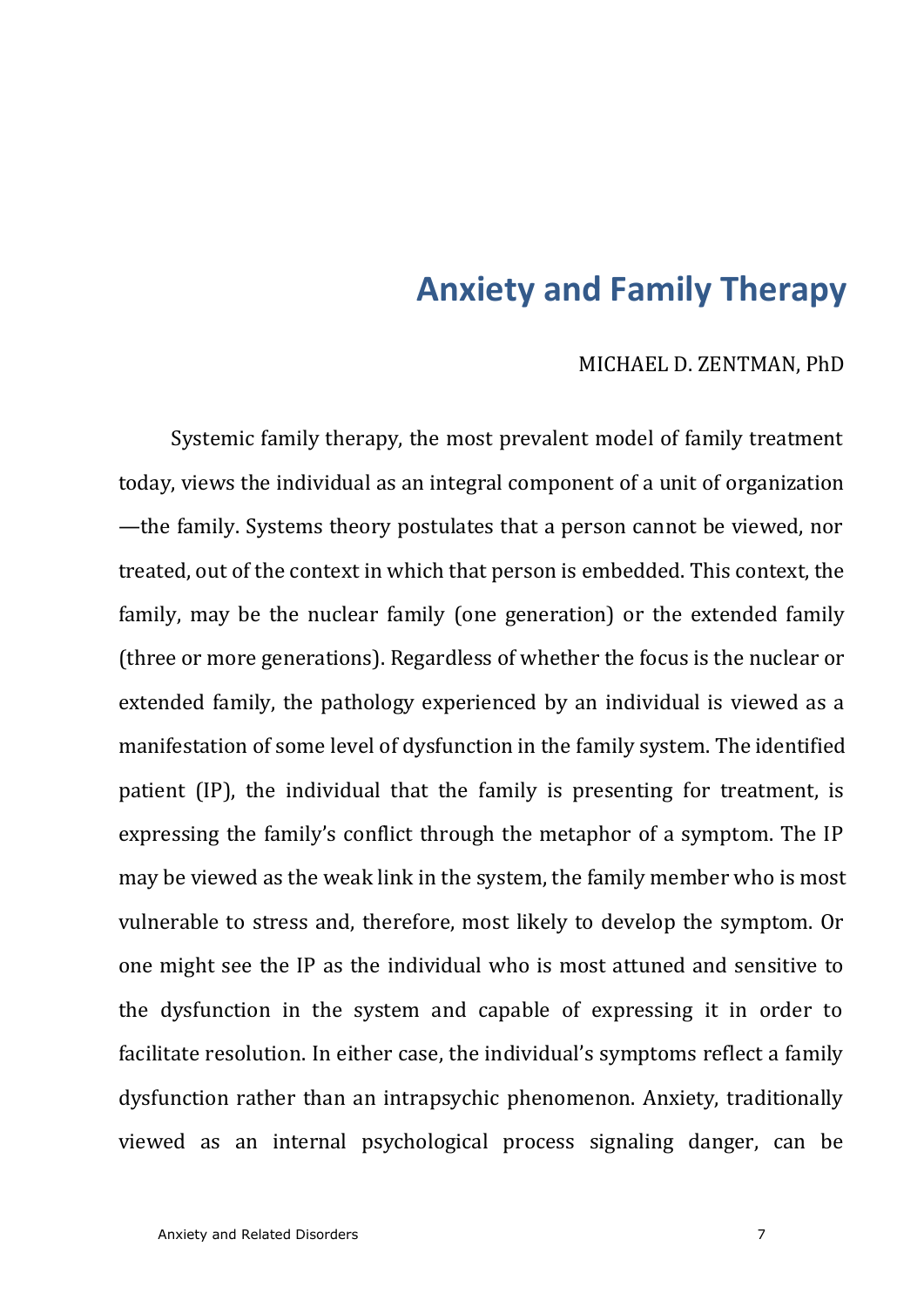# Anxiety and Family Therapy

MICHAEL D. ZENTMAN, PhD

Systemic family therapy, the most prevalent model of family treatment today, views the individual as an integral component of a unit of organization—the family. Systems theory postulates that a person cannot be viewed, nor treated, out of the context in which that person is embedded. This context, the family, may be the nuclear family (one generation) or the extended family (three or more generations). Regardless of whether the focus is the nuclear or extended family, the pathology experienced by an individual is viewed as a manifestation of some level of dysfunction in the family system. The identified patient (IP), the individual that the family is presenting for treatment, is expressing the family's conflict through the metaphor of a symptom. The IP may be viewed as the weak link in the system, the family member who is most vulnerable to stress and, therefore, most likely to develop the symptom. Or one might see the IP as the individual who is most attuned and sensitive to the dysfunction in the system and capable of expressing it in order to facilitate resolution. In either case, the individual's symptoms reflect a family dysfunction rather than an intrapsychic phenomenon. Anxiety, traditionally viewed as an internal psychological process signaling danger, can be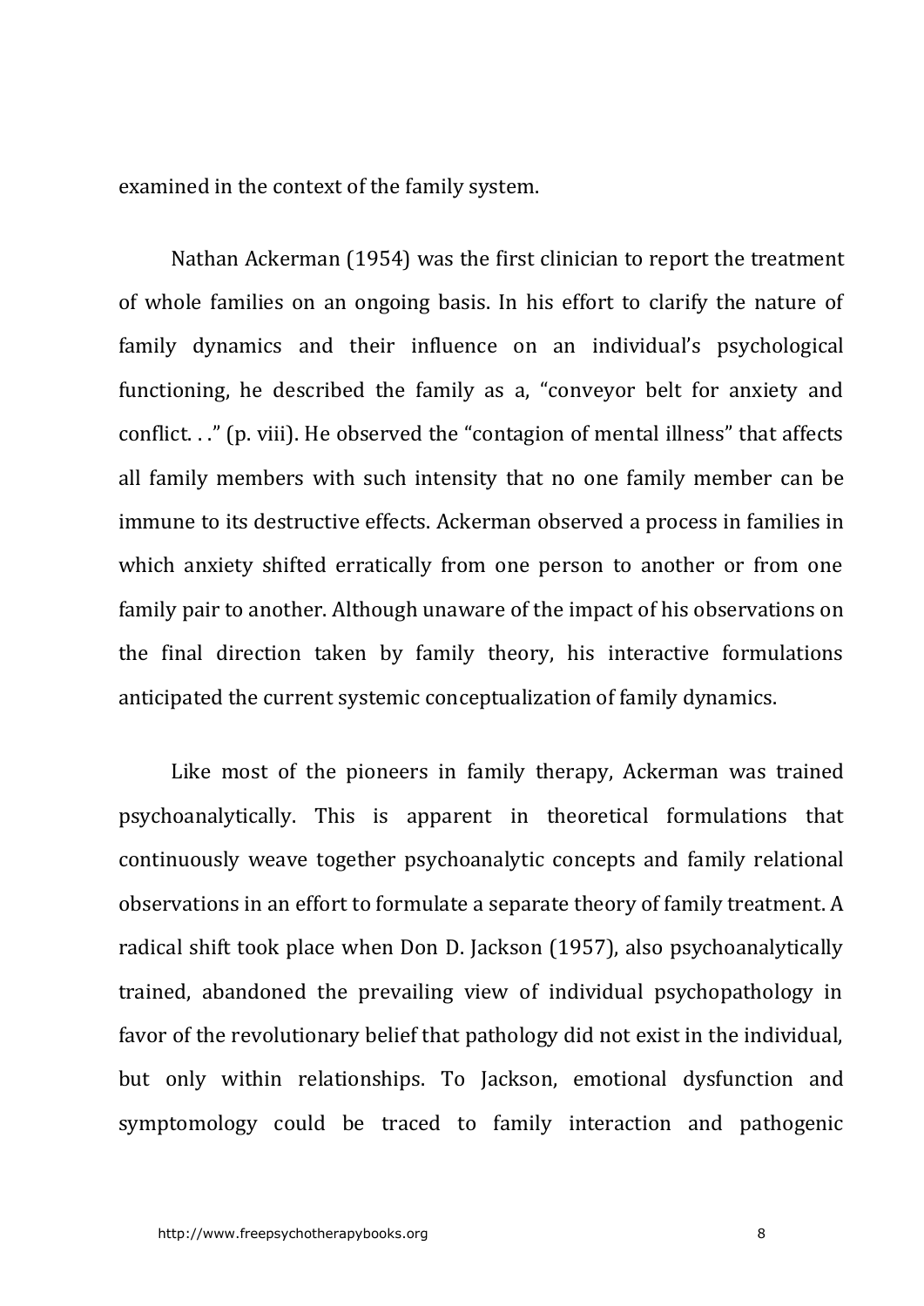examined in the context of the family system.

Nathan Ackerman (1954) was the first clinician to report the treatment of whole families on an ongoing basis. In his effort to clarify the nature of family dynamics and their influence on an individual's psychological functioning, he described the family as a, "conveyor belt for anxiety and conflict. . ." (p. viii). He observed the "contagion of mental illness" that affects all family members with such intensity that no one family member can be immune to its destructive effects. Ackerman observed a process in families in which anxiety shifted erratically from one person to another or from one family pair to another. Although unaware of the impact of his observations on the final direction taken by family theory, his interactive formulations anticipated the current systemic conceptualization of family dynamics.

Like most of the pioneers in family therapy, Ackerman was trained psychoanalytically. This is apparent in theoretical formulations that continuously weave together psychoanalytic concepts and family relational observations in an effort to formulate a separate theory of family treatment. A radical shift took place when Don D. Jackson (1957), also psychoanalytically trained, abandoned the prevailing view of individual psychopathology in favor of the revolutionary belief that pathology did not exist in the individual, but only within relationships. To Jackson, emotional dysfunction and symptomology could be traced to family interaction and pathogenic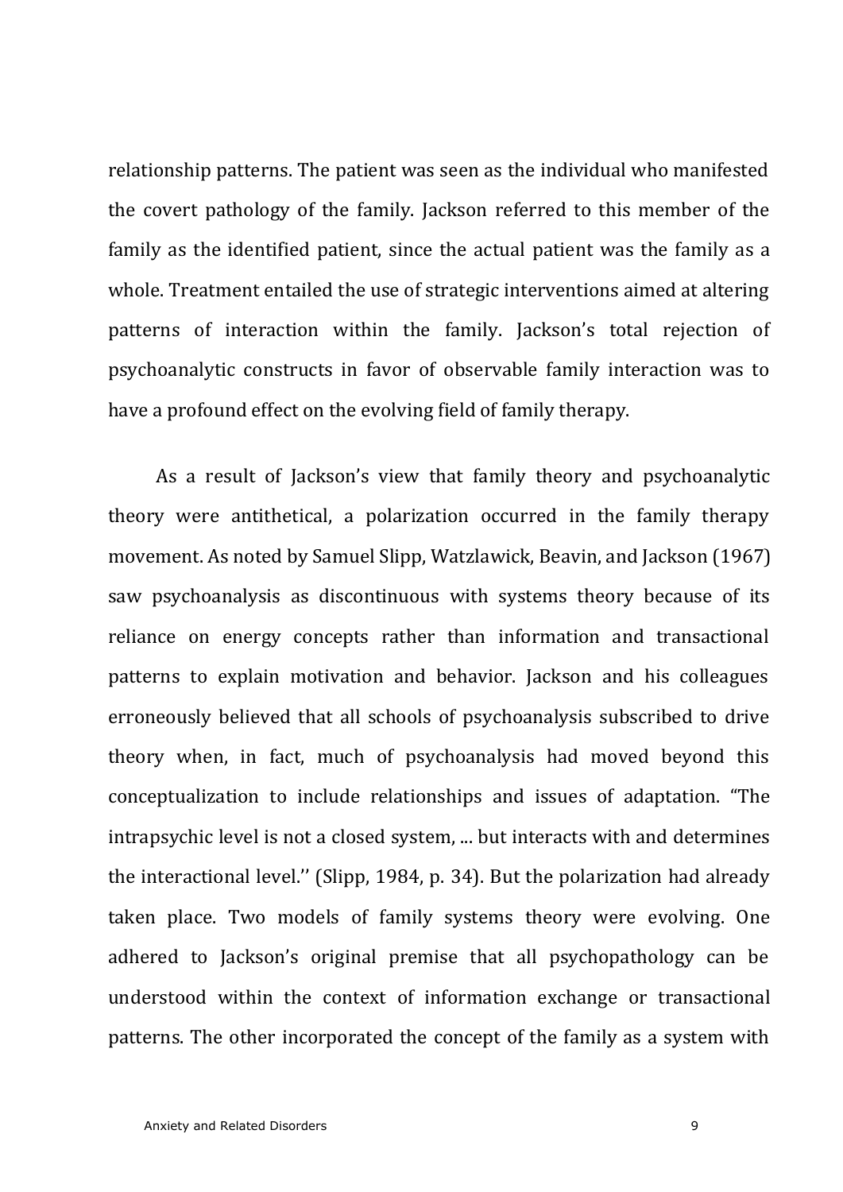relationship patterns. The patient was seen as the individual who manifested the covert pathology of the family. Jackson referred to this member of the family as the identified patient, since the actual patient was the family as a whole. Treatment entailed the use of strategic interventions aimed at altering patterns of interaction within the family. Jackson's total rejection of psychoanalytic constructs in favor of observable family interaction was to have a profound effect on the evolving field of family therapy.

As a result of Jackson's view that family theory and psychoanalytic theory were antithetical, a polarization occurred in the family therapy movement. As noted by Samuel Slipp, Watzlawick, Beavin, and Jackson (1967) saw psychoanalysis as discontinuous with systems theory because of its reliance on energy concepts rather than information and transactional patterns to explain motivation and behavior. Jackson and his colleagues erroneously believed that all schools of psychoanalysis subscribed to drive theory when, in fact, much of psychoanalysis had moved beyond this conceptualization to include relationships and issues of adaptation. "The intrapsychic level is not a closed system, ... but interacts with and determines the interactional level.'' (Slipp, 1984, p. 34). But the polarization had already taken place. Two models of family systems theory were evolving. One adhered to Jackson's original premise that all psychopathology can be understood within the context of information exchange or transactional patterns. The other incorporated the concept of the family as a system with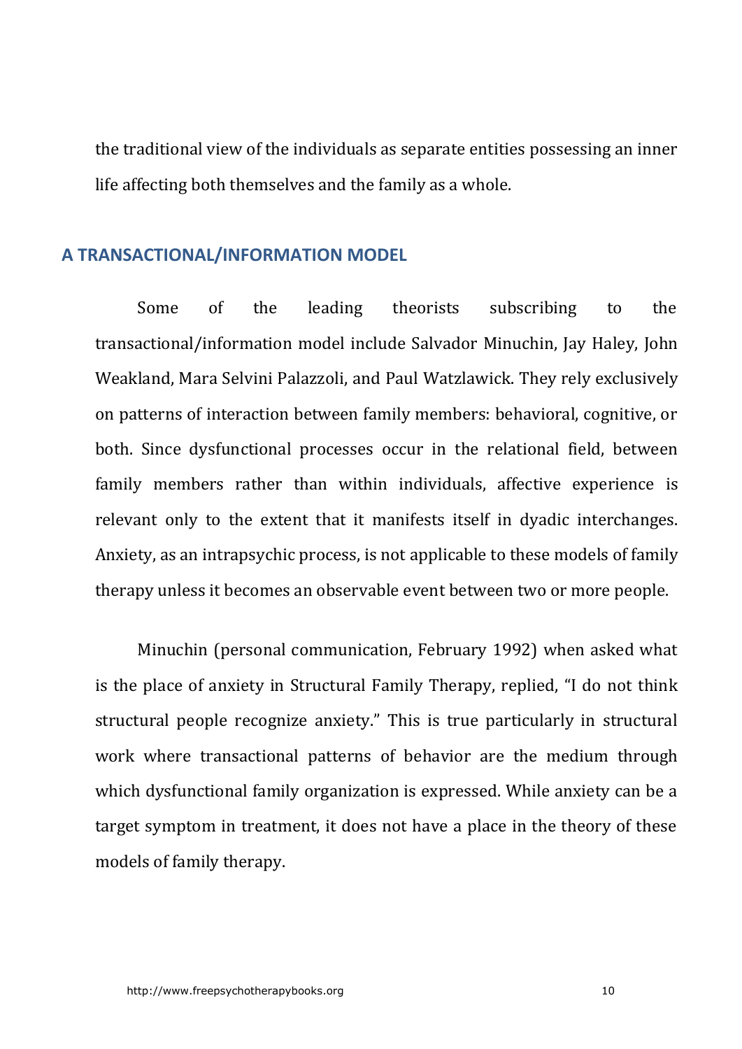the traditional view of the individuals as separate entities possessing an inner life affecting both themselves and the family as a whole.

## A TRANSACTIONAL/INFORMATION MODEL

Some of the leading theorists subscribing to the transactional/information model include Salvador Minuchin, Jay Haley, John Weakland, Mara Selvini Palazzoli, and Paul Watzlawick. They rely exclusively on patterns of interaction between family members: behavioral, cognitive, or both. Since dysfunctional processes occur in the relational field, between family members rather than within individuals, affective experience is relevant only to the extent that it manifests itself in dyadic interchanges. Anxiety, as an intrapsychic process, is not applicable to these models of family therapy unless it becomes an observable event between two or more people.

Minuchin (personal communication, February 1992) when asked what is the place of anxiety in Structural Family Therapy, replied, "I do not think structural people recognize anxiety." This is true particularly in structural work where transactional patterns of behavior are the medium through which dysfunctional family organization is expressed. While anxiety can be a target symptom in treatment, it does not have a place in the theory of these models of family therapy.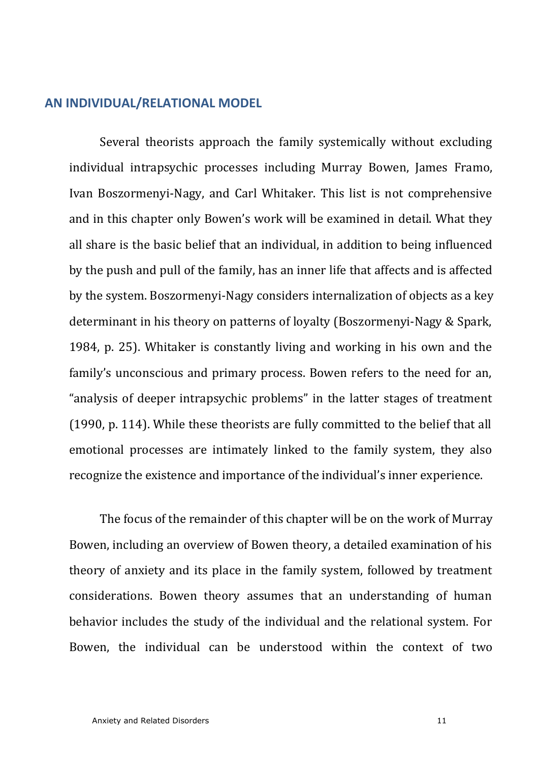## AN INDIVIDUAL/RELATIONAL MODEL

Several theorists approach the family systemically without excluding individual intrapsychic processes including Murray Bowen, James Framo, Ivan Boszormenyi-Nagy, and Carl Whitaker. This list is not comprehensive and in this chapter only Bowen's work will be examined in detail. What they all share is the basic belief that an individual, in addition to being influenced by the push and pull of the family, has an inner life that affects and is affected by the system. Boszormenyi-Nagy considers internalization of objects as a key determinant in his theory on patterns of loyalty (Boszormenyi-Nagy & Spark, 1984, p. 25). Whitaker is constantly living and working in his own and the family's unconscious and primary process. Bowen refers to the need for an, "analysis of deeper intrapsychic problems" in the latter stages of treatment (1990, p. 114). While these theorists are fully committed to the belief that all emotional processes are intimately linked to the family system, they also recognize the existence and importance of the individual's inner experience.

The focus of the remainder of this chapter will be on the work of Murray Bowen, including an overview of Bowen theory, a detailed examination of his theory of anxiety and its place in the family system, followed by treatment considerations. Bowen theory assumes that an understanding of human behavior includes the study of the individual and the relational system. For Bowen, the individual can be understood within the context of two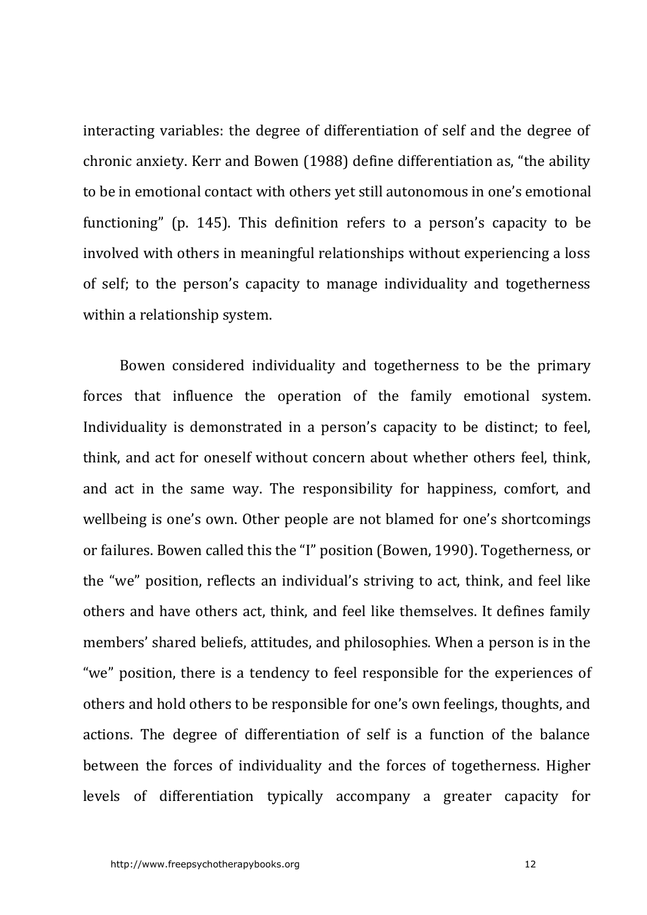interacting variables: the degree of differentiation of self and the degree of chronic anxiety. Kerr and Bowen (1988) define differentiation as, "the ability to be in emotional contact with others yet still autonomous in one's emotional functioning" (p. 145). This definition refers to a person's capacity to be involved with others in meaningful relationships without experiencing a loss of self; to the person's capacity to manage individuality and togetherness within a relationship system.

Bowen considered individuality and togetherness to be the primary forces that influence the operation of the family emotional system. Individuality is demonstrated in a person's capacity to be distinct; to feel, think, and act for oneself without concern about whether others feel, think, and act in the same way. The responsibility for happiness, comfort, and wellbeing is one's own. Other people are not blamed for one's shortcomings or failures. Bowen called this the "I" position (Bowen, 1990). Togetherness, or the "we" position, reflects an individual's striving to act, think, and feel like others and have others act, think, and feel like themselves. It defines family members' shared beliefs, attitudes, and philosophies. When a person is in the "we" position, there is a tendency to feel responsible for the experiences of others and hold others to be responsible for one's own feelings, thoughts, and actions. The degree of differentiation of self is a function of the balance between the forces of individuality and the forces of togetherness. Higher levels of differentiation typically accompany a greater capacity for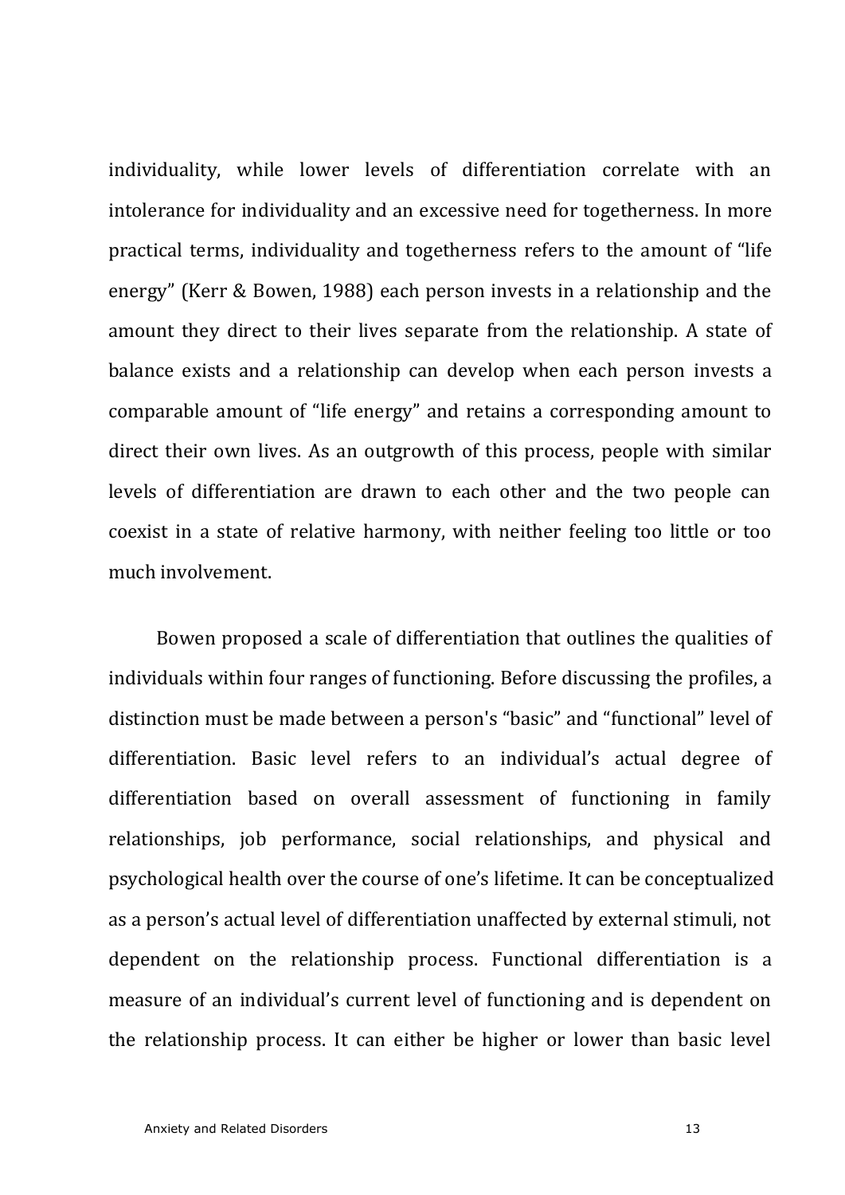individuality, while lower levels of differentiation correlate with an intolerance for individuality and an excessive need for togetherness. In more practical terms, individuality and togetherness refers to the amount of "life energy" (Kerr & Bowen, 1988) each person invests in a relationship and the amount they direct to their lives separate from the relationship. A state of balance exists and a relationship can develop when each person invests a comparable amount of "life energy" and retains a corresponding amount to direct their own lives. As an outgrowth of this process, people with similar levels of differentiation are drawn to each other and the two people can coexist in a state of relative harmony, with neither feeling too little or too much involvement.

Bowen proposed a scale of differentiation that outlines the qualities of individuals within four ranges of functioning. Before discussing the profiles, a distinction must be made between a person's "basic" and "functional" level of differentiation. Basic level refers to an individual's actual degree of differentiation based on overall assessment of functioning in family relationships, job performance, social relationships, and physical and psychological health over the course of one's lifetime. It can be conceptualized as a person's actual level of differentiation unaffected by external stimuli, not dependent on the relationship process. Functional differentiation is a measure of an individual's current level of functioning and is dependent on the relationship process. It can either be higher or lower than basic level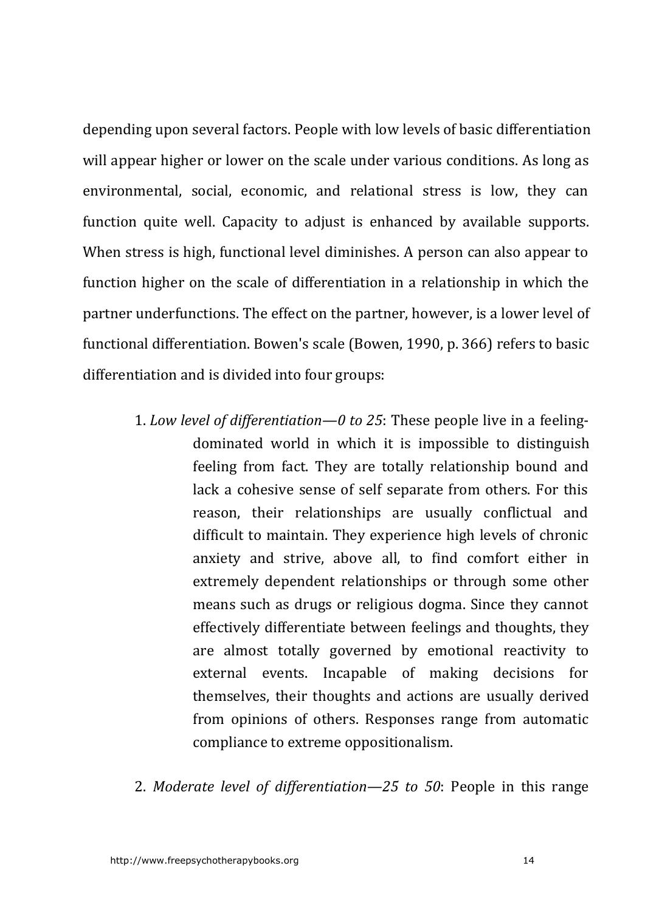depending upon several factors. People with low levels of basic differentiation will appear higher or lower on the scale under various conditions. As long as environmental, social, economic, and relational stress is low, they can function quite well. Capacity to adjust is enhanced by available supports. When stress is high, functional level diminishes. A person can also appear to function higher on the scale of differentiation in a relationship in which the partner underfunctions. The effect on the partner, however, is a lower level of functional differentiation. Bowen's scale (Bowen, 1990, p. 366) refers to basic differentiation and is divided into four groups:

1. *Low level of differentiation—0 to 25*: These people live in a feeling-dominated world in which it is impossible to distinguish feeling from fact. They are totally relationship bound and lack a cohesive sense of self separate from others. For this reason, their relationships are usually conflictual and difficult to maintain. They experience high levels of chronic anxiety and strive, above all, to find comfort either in extremely dependent relationships or through some other means such as drugs or religious dogma. Since they cannot effectively differentiate between feelings and thoughts, they are almost totally governed by emotional reactivity to external events. Incapable of making decisions for themselves, their thoughts and actions are usually derived from opinions of others. Responses range from automatic compliance to extreme oppositionalism.

2. *Moderate level of differentiation—25 to 50*: People in this range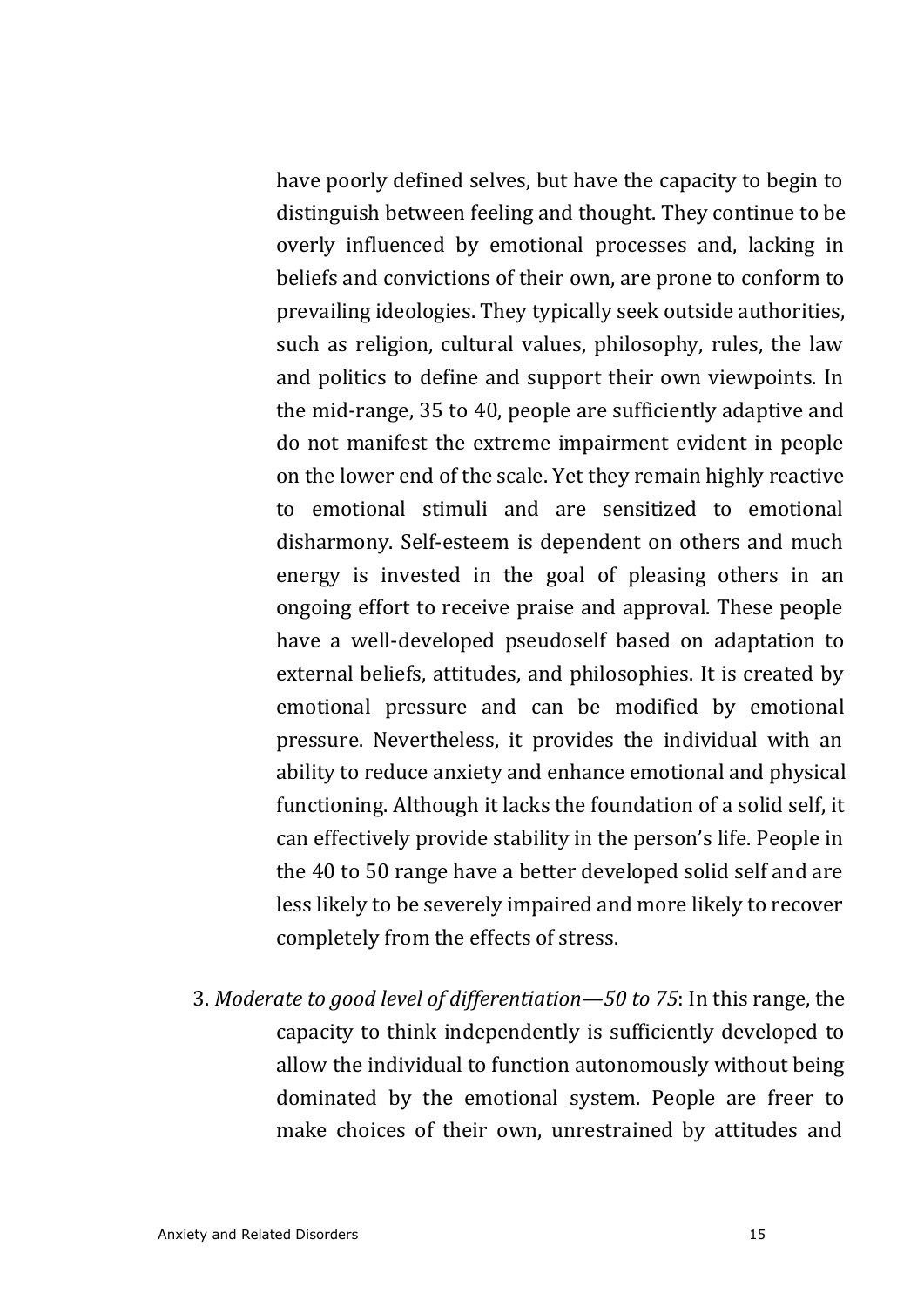have poorly defined selves, but have the capacity to begin to distinguish between feeling and thought. They continue to be overly influenced by emotional processes and, lacking in beliefs and convictions of their own, are prone to conform to prevailing ideologies. They typically seek outside authorities, such as religion, cultural values, philosophy, rules, the law and politics to define and support their own viewpoints. In the mid-range, 35 to 40, people are sufficiently adaptive and do not manifest the extreme impairment evident in people on the lower end of the scale. Yet they remain highly reactive to emotional stimuli and are sensitized to emotional disharmony. Self-esteem is dependent on others and much energy is invested in the goal of pleasing others in an ongoing effort to receive praise and approval. These people have a well-developed pseudoself based on adaptation to external beliefs, attitudes, and philosophies. It is created by emotional pressure and can be modified by emotional pressure. Nevertheless, it provides the individual with an ability to reduce anxiety and enhance emotional and physical functioning. Although it lacks the foundation of a solid self, it can effectively provide stability in the person's life. People in the 40 to 50 range have a better developed solid self and are less likely to be severely impaired and more likely to recover completely from the effects of stress.

3. *Moderate to good level of differentiation—50 to 75*: In this range, the capacity to think independently is sufficiently developed to allow the individual to function autonomously without being dominated by the emotional system. People are freer to make choices of their own, unrestrained by attitudes and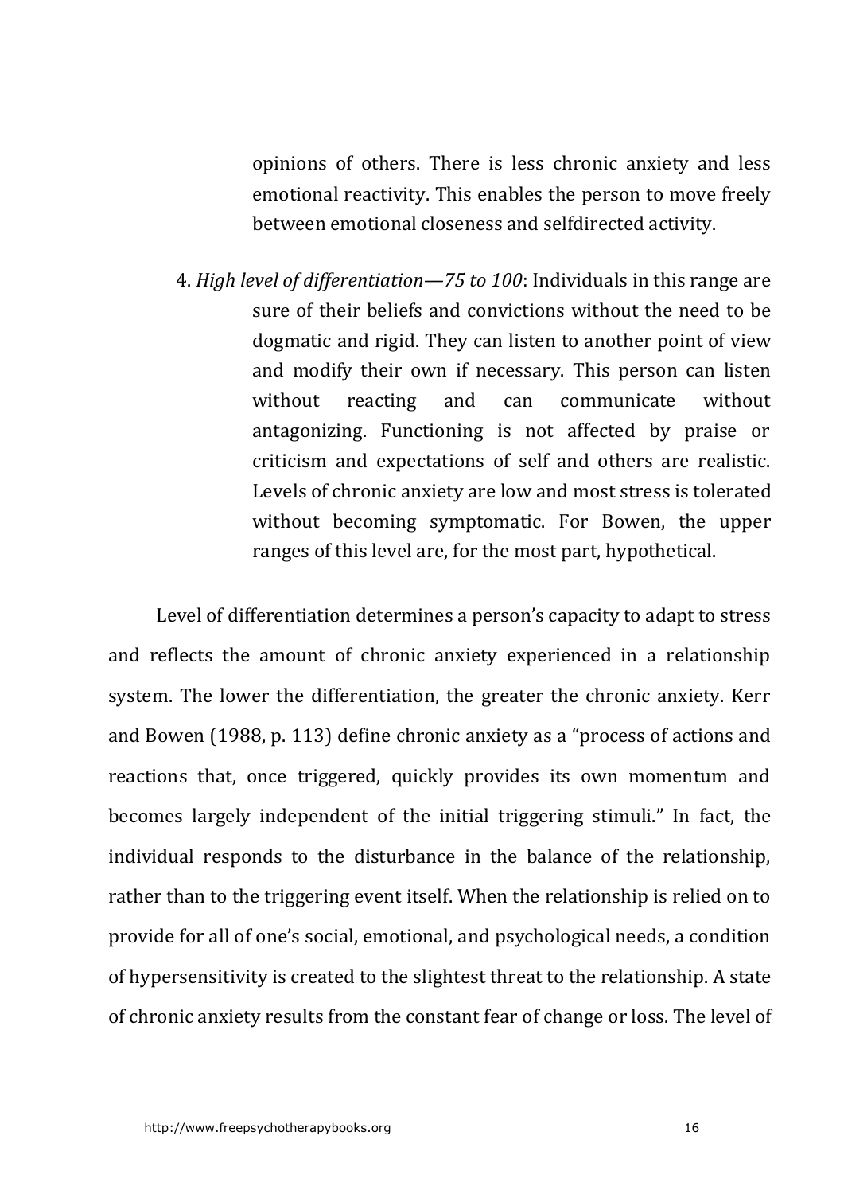opinions of others. There is less chronic anxiety and less emotional reactivity. This enables the person to move freely between emotional closeness and selfdirected activity.

4. *High level of differentiation—75 to 100*: Individuals in this range are sure of their beliefs and convictions without the need to be dogmatic and rigid. They can listen to another point of view and modify their own if necessary. This person can listen without reacting and can communicate without antagonizing. Functioning is not affected by praise or criticism and expectations of self and others are realistic. Levels of chronic anxiety are low and most stress is tolerated without becoming symptomatic. For Bowen, the upper ranges of this level are, for the most part, hypothetical.

Level of differentiation determines a person's capacity to adapt to stress and reflects the amount of chronic anxiety experienced in a relationship system. The lower the differentiation, the greater the chronic anxiety. Kerr and Bowen (1988, p. 113) define chronic anxiety as a "process of actions and reactions that, once triggered, quickly provides its own momentum and becomes largely independent of the initial triggering stimuli." In fact, the individual responds to the disturbance in the balance of the relationship, rather than to the triggering event itself. When the relationship is relied on to provide for all of one's social, emotional, and psychological needs, a condition of hypersensitivity is created to the slightest threat to the relationship. A state of chronic anxiety results from the constant fear of change or loss. The level of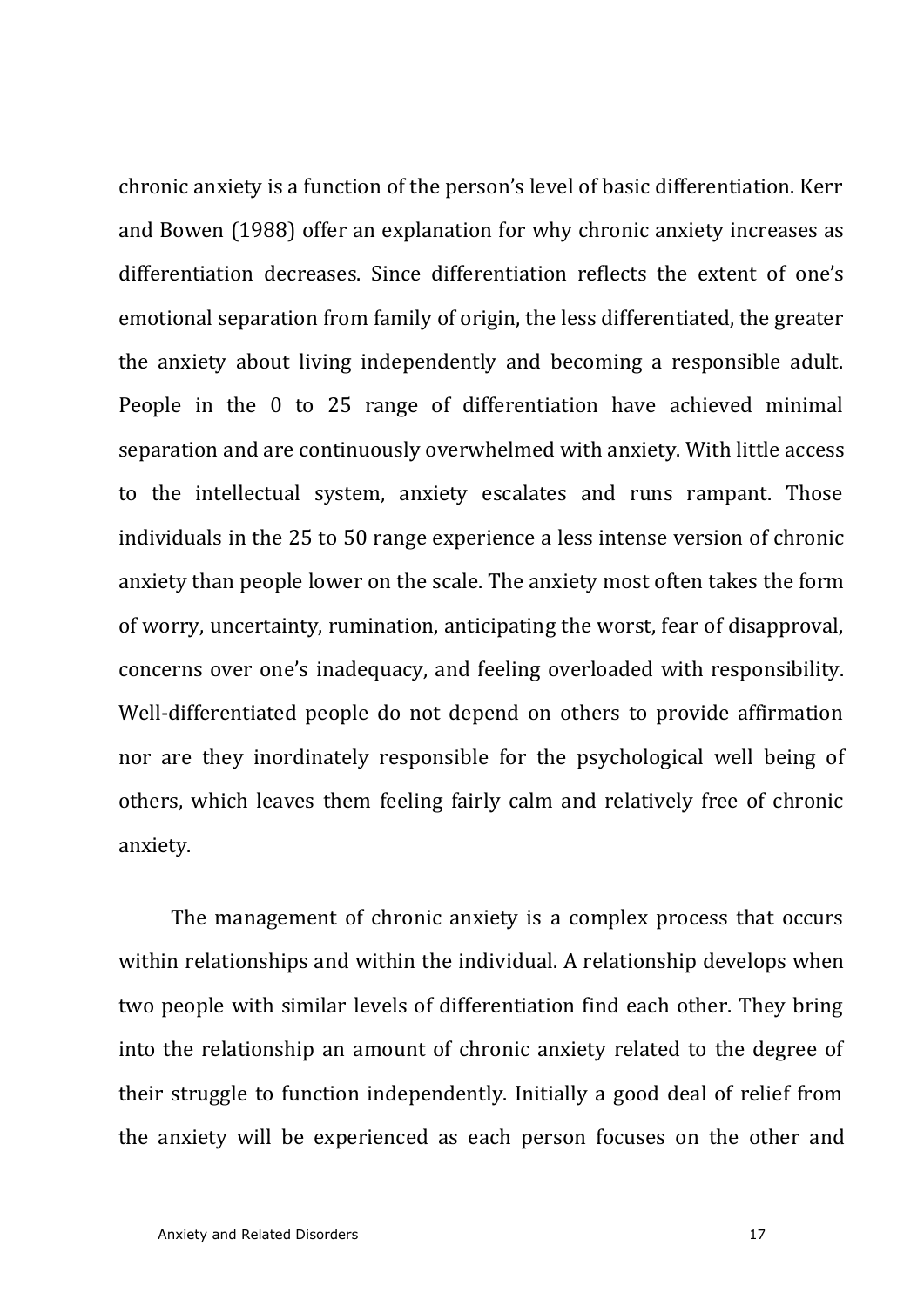chronic anxiety is a function of the person's level of basic differentiation. Kerr and Bowen (1988) offer an explanation for why chronic anxiety increases as differentiation decreases. Since differentiation reflects the extent of one's emotional separation from family of origin, the less differentiated, the greater the anxiety about living independently and becoming a responsible adult. People in the 0 to 25 range of differentiation have achieved minimal separation and are continuously overwhelmed with anxiety. With little access to the intellectual system, anxiety escalates and runs rampant. Those individuals in the 25 to 50 range experience a less intense version of chronic anxiety than people lower on the scale. The anxiety most often takes the form of worry, uncertainty, rumination, anticipating the worst, fear of disapproval, concerns over one's inadequacy, and feeling overloaded with responsibility. Well-differentiated people do not depend on others to provide affirmation nor are they inordinately responsible for the psychological well being of others, which leaves them feeling fairly calm and relatively free of chronic anxiety.

The management of chronic anxiety is a complex process that occurs within relationships and within the individual. A relationship develops when two people with similar levels of differentiation find each other. They bring into the relationship an amount of chronic anxiety related to the degree of their struggle to function independently. Initially a good deal of relief from the anxiety will be experienced as each person focuses on the other and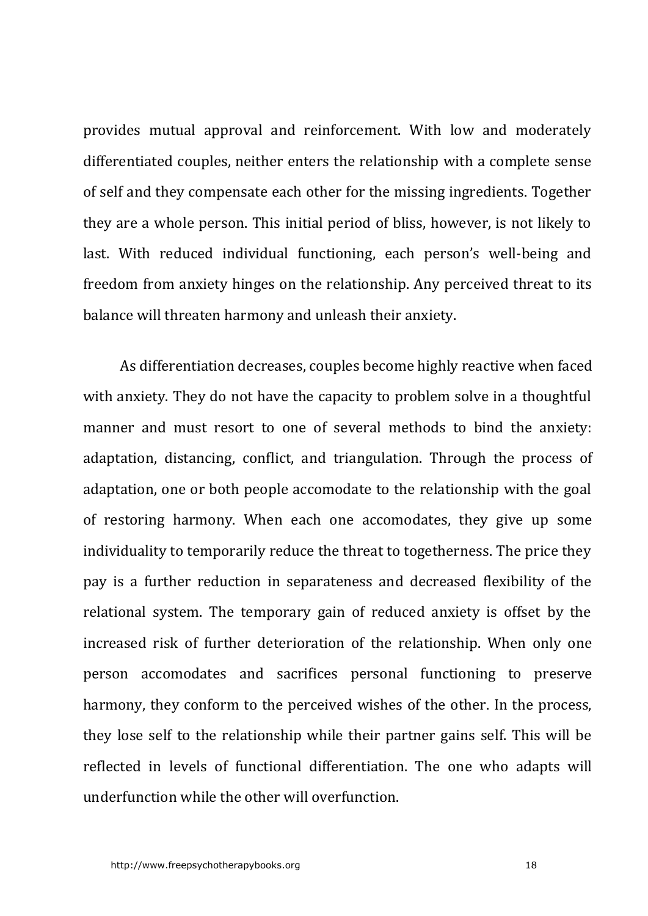provides mutual approval and reinforcement. With low and moderately differentiated couples, neither enters the relationship with a complete sense of self and they compensate each other for the missing ingredients. Together they are a whole person. This initial period of bliss, however, is not likely to last. With reduced individual functioning, each person's well-being and freedom from anxiety hinges on the relationship. Any perceived threat to its balance will threaten harmony and unleash their anxiety.

As differentiation decreases, couples become highly reactive when faced with anxiety. They do not have the capacity to problem solve in a thoughtful manner and must resort to one of several methods to bind the anxiety: adaptation, distancing, conflict, and triangulation. Through the process of adaptation, one or both people accomodate to the relationship with the goal of restoring harmony. When each one accomodates, they give up some individuality to temporarily reduce the threat to togetherness. The price they pay is a further reduction in separateness and decreased flexibility of the relational system. The temporary gain of reduced anxiety is offset by the increased risk of further deterioration of the relationship. When only one person accomodates and sacrifices personal functioning to preserve harmony, they conform to the perceived wishes of the other. In the process, they lose self to the relationship while their partner gains self. This will be reflected in levels of functional differentiation. The one who adapts will underfunction while the other will overfunction.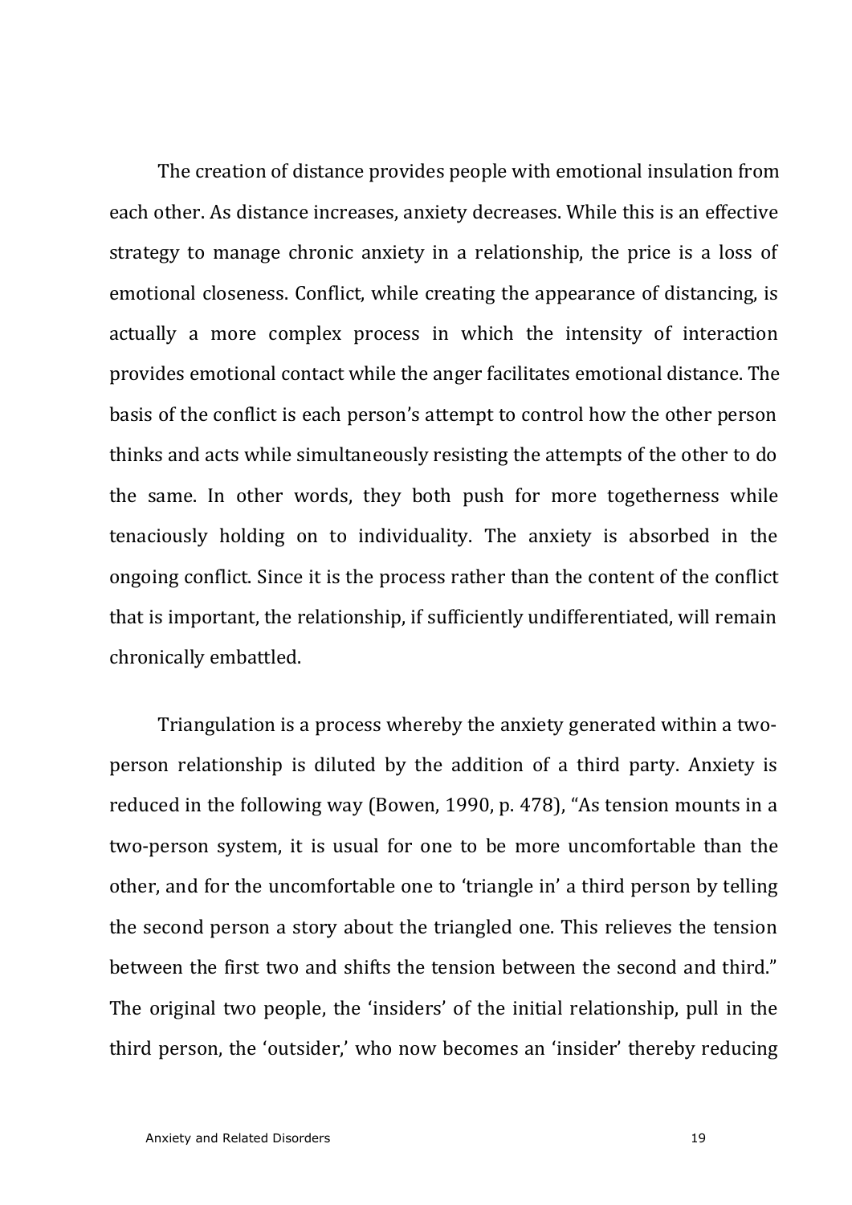The creation of distance provides people with emotional insulation from each other. As distance increases, anxiety decreases. While this is an effective strategy to manage chronic anxiety in a relationship, the price is a loss of emotional closeness. Conflict, while creating the appearance of distancing, is actually a more complex process in which the intensity of interaction provides emotional contact while the anger facilitates emotional distance. The basis of the conflict is each person's attempt to control how the other person thinks and acts while simultaneously resisting the attempts of the other to do the same. In other words, they both push for more togetherness while tenaciously holding on to individuality. The anxiety is absorbed in the ongoing conflict. Since it is the process rather than the content of the conflict that is important, the relationship, if sufficiently undifferentiated, will remain chronically embattled.

Triangulation is a process whereby the anxiety generated within a two-person relationship is diluted by the addition of a third party. Anxiety is reduced in the following way (Bowen, 1990, p. 478), "As tension mounts in a two-person system, it is usual for one to be more uncomfortable than the other, and for the uncomfortable one to 'triangle in' a third person by telling the second person a story about the triangled one. This relieves the tension between the first two and shifts the tension between the second and third." The original two people, the 'insiders' of the initial relationship, pull in the third person, the 'outsider,' who now becomes an 'insider' thereby reducing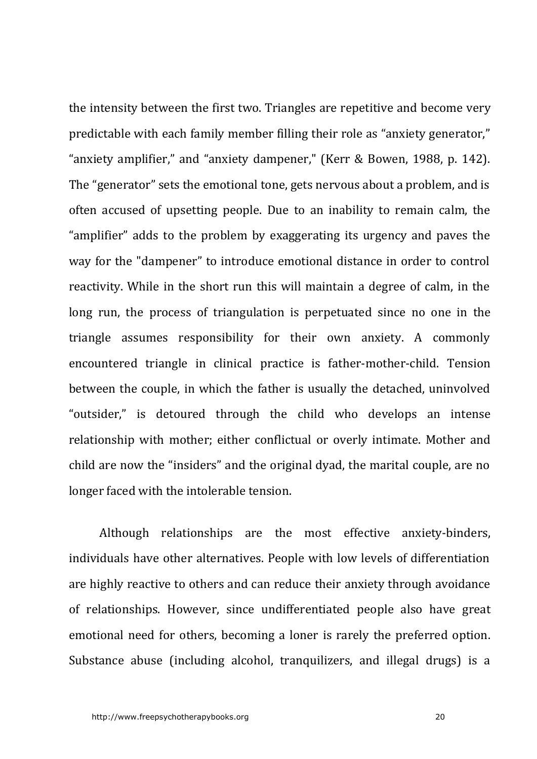the intensity between the first two. Triangles are repetitive and become very predictable with each family member filling their role as “anxiety generator,” “anxiety amplifier,” and “anxiety dampener," (Kerr & Bowen, 1988, p. 142). The “generator” sets the emotional tone, gets nervous about a problem, and is often accused of upsetting people. Due to an inability to remain calm, the “amplifier” adds to the problem by exaggerating its urgency and paves the way for the "dampener” to introduce emotional distance in order to control reactivity. While in the short run this will maintain a degree of calm, in the long run, the process of triangulation is perpetuated since no one in the triangle assumes responsibility for their own anxiety. A commonly encountered triangle in clinical practice is father-mother-child. Tension between the couple, in which the father is usually the detached, uninvolved “outsider,” is detoured through the child who develops an intense relationship with mother; either conflictual or overly intimate. Mother and child are now the “insiders” and the original dyad, the marital couple, are no longer faced with the intolerable tension.

Although relationships are the most effective anxiety-binders, individuals have other alternatives. People with low levels of differentiation are highly reactive to others and can reduce their anxiety through avoidance of relationships. However, since undifferentiated people also have great emotional need for others, becoming a loner is rarely the preferred option. Substance abuse (including alcohol, tranquilizers, and illegal drugs) is a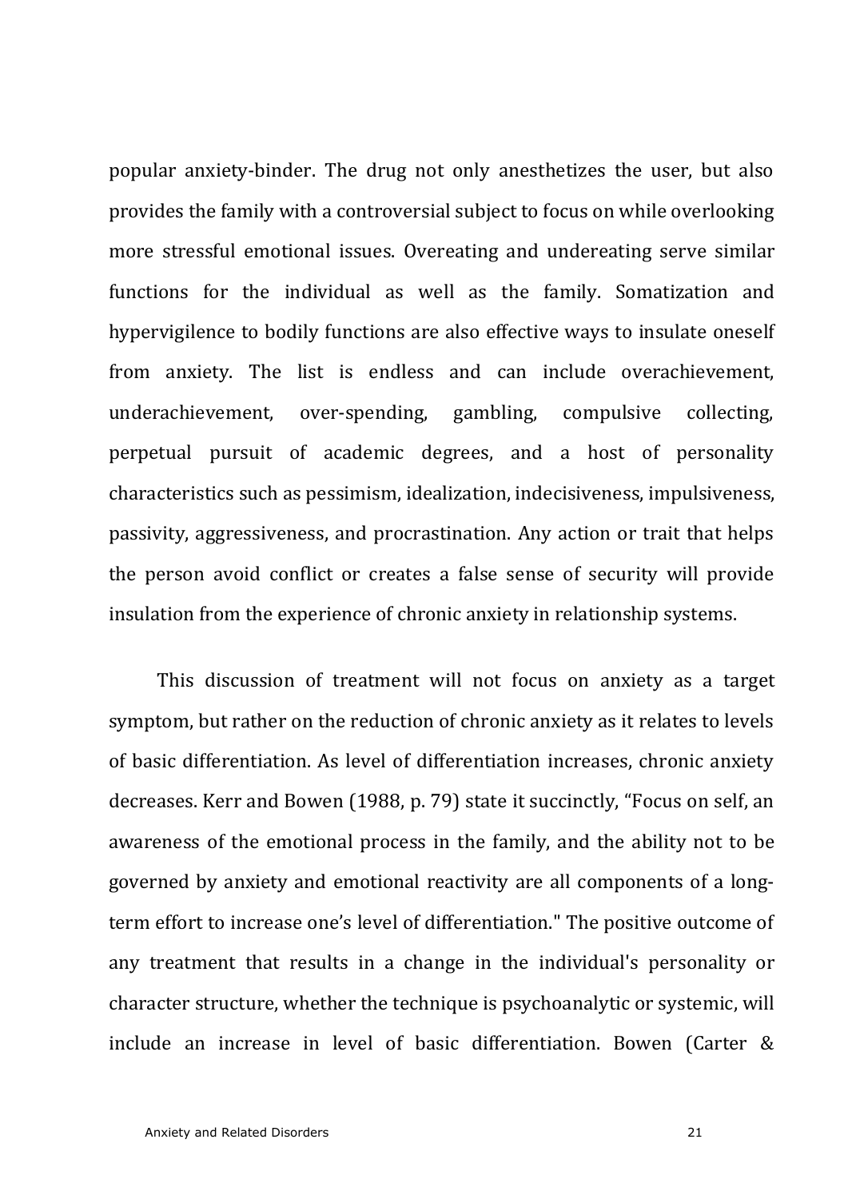popular anxiety-binder. The drug not only anesthetizes the user, but also provides the family with a controversial subject to focus on while overlooking more stressful emotional issues. Overeating and undereating serve similar functions for the individual as well as the family. Somatization and hypervigilence to bodily functions are also effective ways to insulate oneself from anxiety. The list is endless and can include overachievement, underachievement, over-spending, gambling, compulsive collecting, perpetual pursuit of academic degrees, and a host of personality characteristics such as pessimism, idealization, indecisiveness, impulsiveness, passivity, aggressiveness, and procrastination. Any action or trait that helps the person avoid conflict or creates a false sense of security will provide insulation from the experience of chronic anxiety in relationship systems.

This discussion of treatment will not focus on anxiety as a target symptom, but rather on the reduction of chronic anxiety as it relates to levels of basic differentiation. As level of differentiation increases, chronic anxiety decreases. Kerr and Bowen (1988, p. 79) state it succinctly, "Focus on self, an awareness of the emotional process in the family, and the ability not to be governed by anxiety and emotional reactivity are all components of a long-term effort to increase one's level of differentiation." The positive outcome of any treatment that results in a change in the individual's personality or character structure, whether the technique is psychoanalytic or systemic, will include an increase in level of basic differentiation. Bowen (Carter &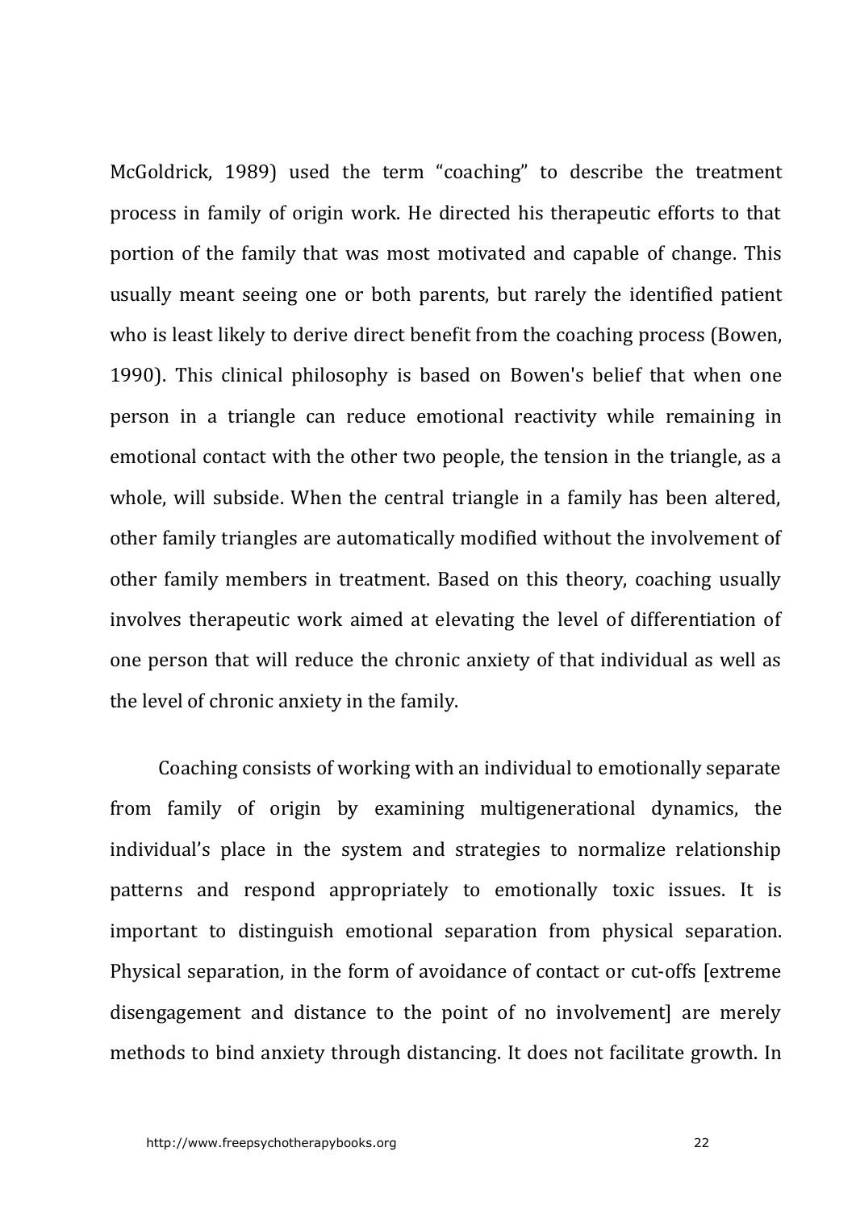McGoldrick, 1989) used the term "coaching" to describe the treatment process in family of origin work. He directed his therapeutic efforts to that portion of the family that was most motivated and capable of change. This usually meant seeing one or both parents, but rarely the identified patient who is least likely to derive direct benefit from the coaching process (Bowen, 1990). This clinical philosophy is based on Bowen's belief that when one person in a triangle can reduce emotional reactivity while remaining in emotional contact with the other two people, the tension in the triangle, as a whole, will subside. When the central triangle in a family has been altered, other family triangles are automatically modified without the involvement of other family members in treatment. Based on this theory, coaching usually involves therapeutic work aimed at elevating the level of differentiation of one person that will reduce the chronic anxiety of that individual as well as the level of chronic anxiety in the family.

Coaching consists of working with an individual to emotionally separate from family of origin by examining multigenerational dynamics, the individual's place in the system and strategies to normalize relationship patterns and respond appropriately to emotionally toxic issues. It is important to distinguish emotional separation from physical separation. Physical separation, in the form of avoidance of contact or cut-offs [extreme disengagement and distance to the point of no involvement] are merely methods to bind anxiety through distancing. It does not facilitate growth. In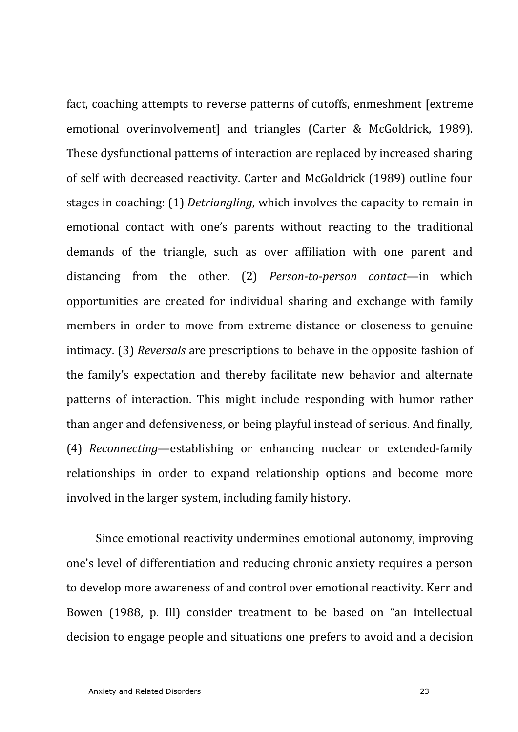fact, coaching attempts to reverse patterns of cutoffs, enmeshment [extreme emotional overinvolvement] and triangles (Carter & McGoldrick, 1989). These dysfunctional patterns of interaction are replaced by increased sharing of self with decreased reactivity. Carter and McGoldrick (1989) outline four stages in coaching: (1) *Detriangling*, which involves the capacity to remain in emotional contact with one's parents without reacting to the traditional demands of the triangle, such as over affiliation with one parent and distancing from the other. (2) *Person-to-person contact*—in which opportunities are created for individual sharing and exchange with family members in order to move from extreme distance or closeness to genuine intimacy. (3) *Reversals* are prescriptions to behave in the opposite fashion of the family's expectation and thereby facilitate new behavior and alternate patterns of interaction. This might include responding with humor rather than anger and defensiveness, or being playful instead of serious. And finally, (4) *Reconnecting*—establishing or enhancing nuclear or extended-family relationships in order to expand relationship options and become more involved in the larger system, including family history.

Since emotional reactivity undermines emotional autonomy, improving one's level of differentiation and reducing chronic anxiety requires a person to develop more awareness of and control over emotional reactivity. Kerr and Bowen (1988, p. Ill) consider treatment to be based on "an intellectual decision to engage people and situations one prefers to avoid and a decision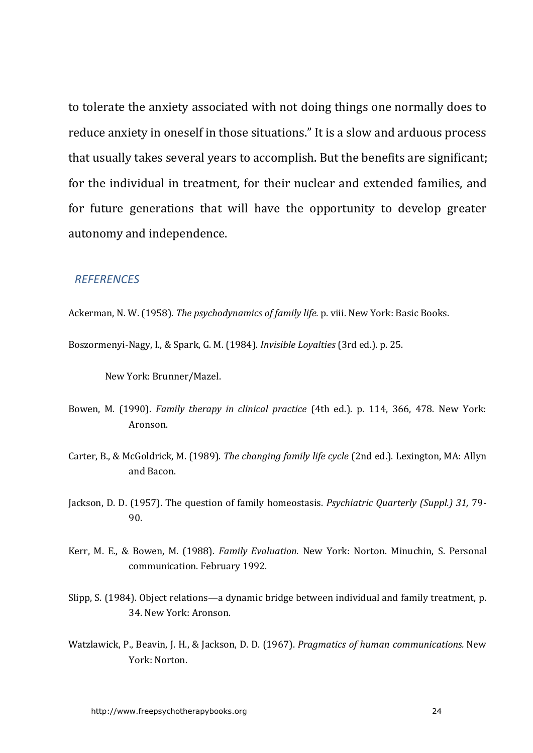to tolerate the anxiety associated with not doing things one normally does to reduce anxiety in oneself in those situations." It is a slow and arduous process that usually takes several years to accomplish. But the benefits are significant; for the individual in treatment, for their nuclear and extended families, and for future generations that will have the opportunity to develop greater autonomy and independence.

## *REFERENCES*

Ackerman, N. W. (1958). *The psychodynamics of family life.* p. viii. New York: Basic Books.

Boszormenyi-Nagy, I., & Spark, G. M. (1984). *Invisible Loyalties* (3rd ed.). p. 25.

New York: Brunner/Mazel.

Bowen, M. (1990). *Family therapy in clinical practice* (4th ed.). p. 114, 366, 478. New York: Aronson.

Carter, B., & McGoldrick, M. (1989). *The changing family life cycle* (2nd ed.). Lexington, MA: Allyn and Bacon.

Jackson, D. D. (1957). The question of family homeostasis. *Psychiatric Quarterly (Suppl.) 31,* 79-90.

Kerr, M. E., & Bowen, M. (1988). *Family Evaluation.* New York: Norton. Minuchin, S. Personal communication. February 1992.

Slipp, S. (1984). Object relations—a dynamic bridge between individual and family treatment, p. 34. New York: Aronson.

Watzlawick, P., Beavin, J. H., & Jackson, D. D. (1967). *Pragmatics of human communications.* New York: Norton.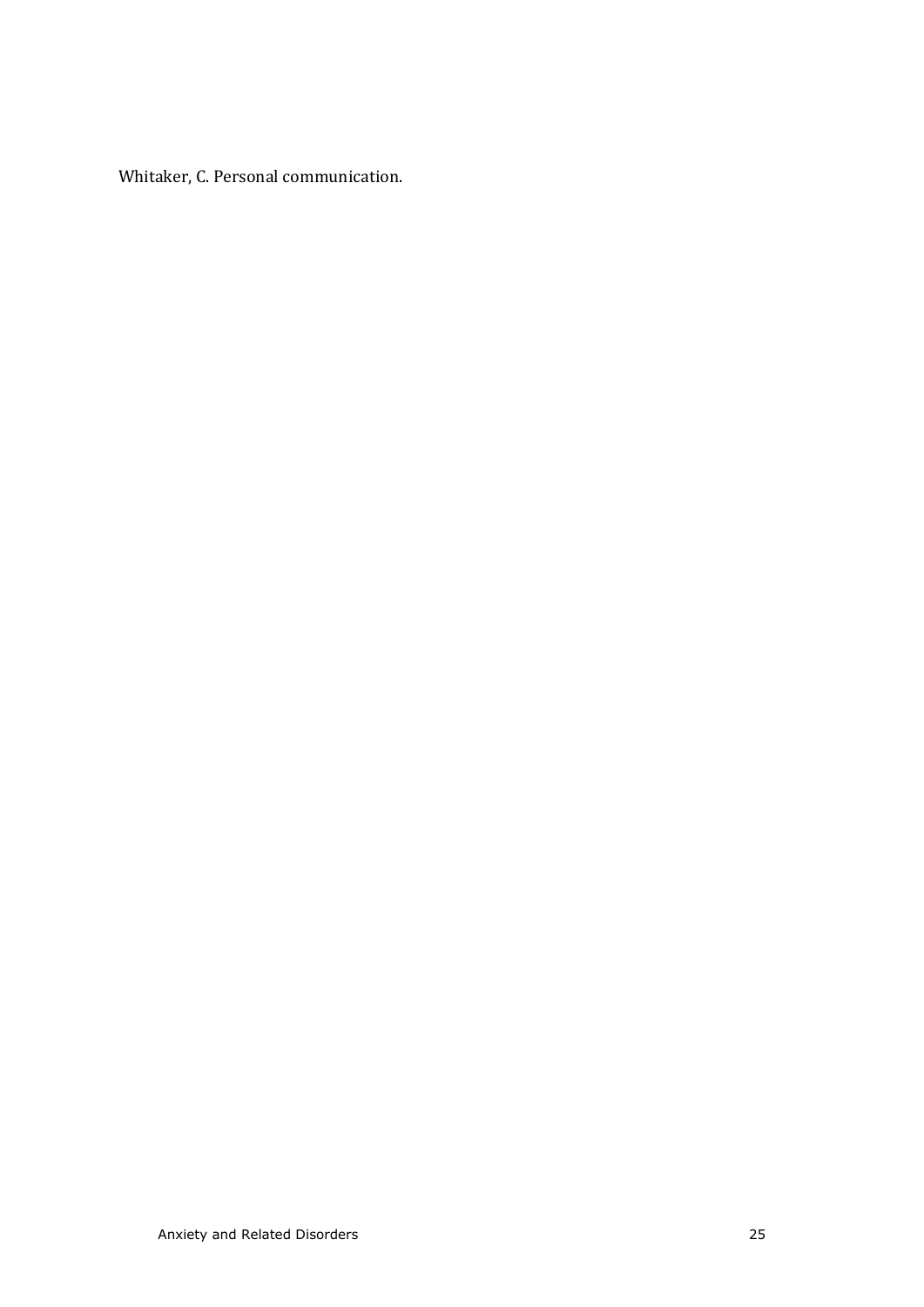Whitaker, C. Personal communication.